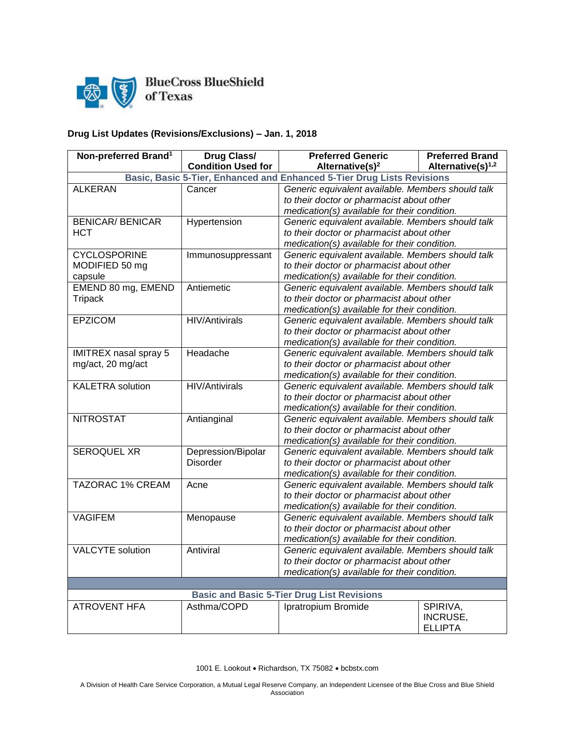BlueCross BlueShield of Texas

## Drug List Updates (Revisions/Exclusions) – Jan. 1, 2018

| Non-preferred Brand[1] | Drug Class/ Condition Used for | Preferred Generic Alternative(s)[2] | Preferred Brand Alternative(s)[1,2] |
|---|---|---|---|
| **Basic, Basic 5-Tier, Enhanced and Enhanced 5-Tier Drug Lists Revisions** | | | |
| ALKERAN | Cancer | *Generic equivalent available. Members should talk to their doctor or pharmacist about other medication(s) available for their condition.* | |
| BENICAR/ BENICAR HCT | Hypertension | *Generic equivalent available. Members should talk to their doctor or pharmacist about other medication(s) available for their condition.* | |
| CYCLOSPORINE MODIFIED 50 mg capsule | Immunosuppressant | *Generic equivalent available. Members should talk to their doctor or pharmacist about other medication(s) available for their condition.* | |
| EMEND 80 mg, EMEND Tripack | Antiemetic | *Generic equivalent available. Members should talk to their doctor or pharmacist about other medication(s) available for their condition.* | |
| EPZICOM | HIV/Antivirals | *Generic equivalent available. Members should talk to their doctor or pharmacist about other medication(s) available for their condition.* | |
| IMITREX nasal spray 5 mg/act, 20 mg/act | Headache | *Generic equivalent available. Members should talk to their doctor or pharmacist about other medication(s) available for their condition.* | |
| KALETRA solution | HIV/Antivirals | *Generic equivalent available. Members should talk to their doctor or pharmacist about other medication(s) available for their condition.* | |
| NITROSTAT | Antianginal | *Generic equivalent available. Members should talk to their doctor or pharmacist about other medication(s) available for their condition.* | |
| SEROQUEL XR | Depression/Bipolar Disorder | *Generic equivalent available. Members should talk to their doctor or pharmacist about other medication(s) available for their condition.* | |
| TAZORAC 1% CREAM | Acne | *Generic equivalent available. Members should talk to their doctor or pharmacist about other medication(s) available for their condition.* | |
| VAGIFEM | Menopause | *Generic equivalent available. Members should talk to their doctor or pharmacist about other medication(s) available for their condition.* | |
| VALCYTE solution | Antiviral | *Generic equivalent available. Members should talk to their doctor or pharmacist about other medication(s) available for their condition.* | |
| | | | |
| **Basic and Basic 5-Tier Drug List Revisions** | | | |
| ATROVENT HFA | Asthma/COPD | Ipratropium Bromide | SPIRIVA, INCRUSE, ELLIPTA |

1001 E. Lookout • Richardson, TX 75082 • bcbstx.com

A Division of Health Care Service Corporation, a Mutual Legal Reserve Company, an Independent Licensee of the Blue Cross and Blue Shield Association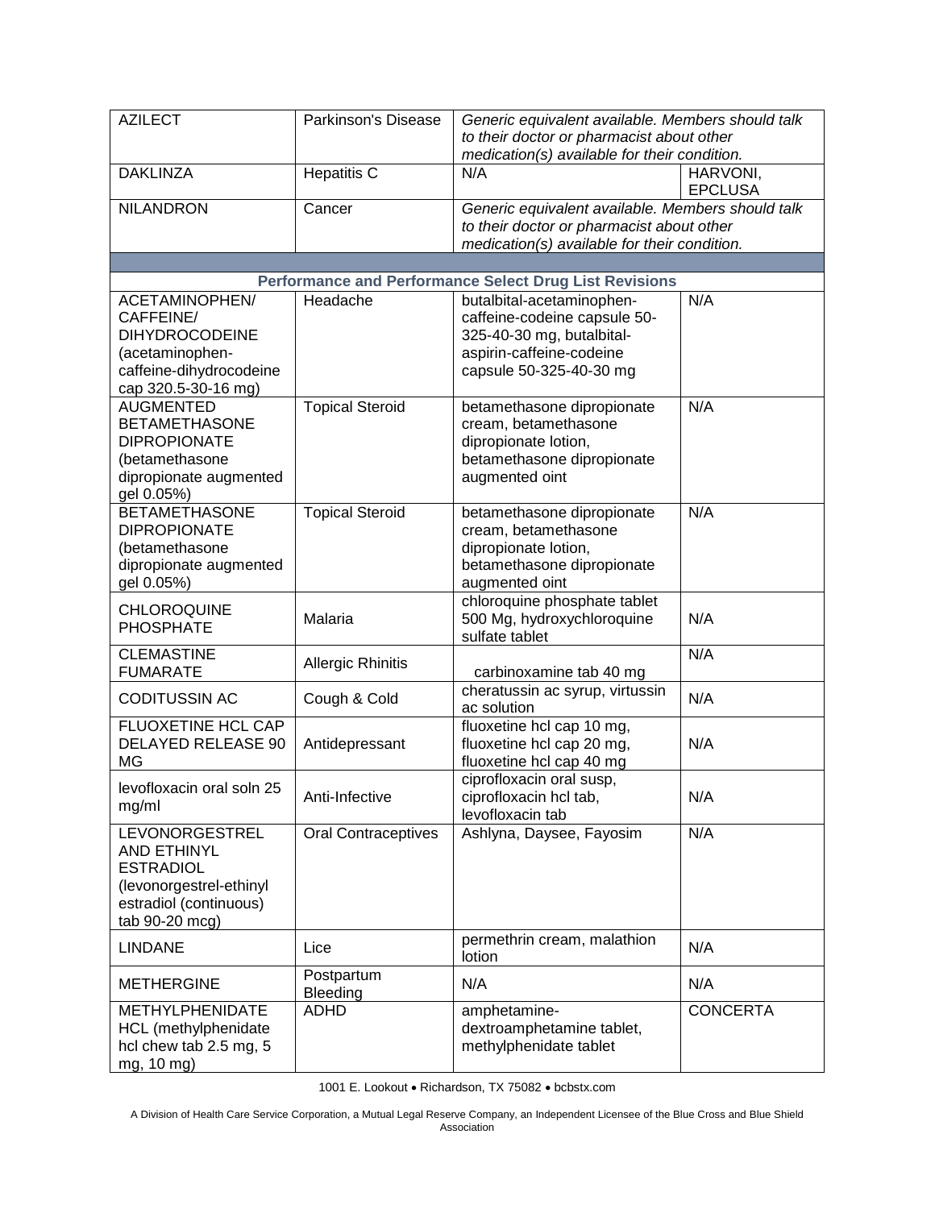| | | | |
|---|---|---|---|
| AZILECT | Parkinson's Disease | *Generic equivalent available. Members should talk to their doctor or pharmacist about other medication(s) available for their condition.* | |
| DAKLINZA | Hepatitis C | N/A | HARVONI, EPCLUSA |
| NILANDRON | Cancer | *Generic equivalent available. Members should talk to their doctor or pharmacist about other medication(s) available for their condition.* | |
| | | | |
| **Performance and Performance Select Drug List Revisions** | | | |
| ACETAMINOPHEN/ CAFFEINE/ DIHYDROCODEINE (acetaminophen-caffeine-dihydrocodeine cap 320.5-30-16 mg) | Headache | butalbital-acetaminophen-caffeine-codeine capsule 50-325-40-30 mg, butalbital-aspirin-caffeine-codeine capsule 50-325-40-30 mg | N/A |
| AUGMENTED BETAMETHASONE DIPROPIONATE (betamethasone dipropionate augmented gel 0.05%) | Topical Steroid | betamethasone dipropionate cream, betamethasone dipropionate lotion, betamethasone dipropionate augmented oint | N/A |
| BETAMETHASONE DIPROPIONATE (betamethasone dipropionate augmented gel 0.05%) | Topical Steroid | betamethasone dipropionate cream, betamethasone dipropionate lotion, betamethasone dipropionate augmented oint | N/A |
| CHLOROQUINE PHOSPHATE | Malaria | chloroquine phosphate tablet 500 Mg, hydroxychloroquine sulfate tablet | N/A |
| CLEMASTINE FUMARATE | Allergic Rhinitis | carbinoxamine tab 40 mg | N/A |
| CODITUSSIN AC | Cough & Cold | cheratussin ac syrup, virtussin ac solution | N/A |
| FLUOXETINE HCL CAP DELAYED RELEASE 90 MG | Antidepressant | fluoxetine hcl cap 10 mg, fluoxetine hcl cap 20 mg, fluoxetine hcl cap 40 mg | N/A |
| levofloxacin oral soln 25 mg/ml | Anti-Infective | ciprofloxacin oral susp, ciprofloxacin hcl tab, levofloxacin tab | N/A |
| LEVONORGESTREL AND ETHINYL ESTRADIOL (levonorgestrel-ethinyl estradiol (continuous) tab 90-20 mcg) | Oral Contraceptives | Ashlyna, Daysee, Fayosim | N/A |
| LINDANE | Lice | permethrin cream, malathion lotion | N/A |
| METHERGINE | Postpartum Bleeding | N/A | N/A |
| METHYLPHENIDATE HCL (methylphenidate hcl chew tab 2.5 mg, 5 mg, 10 mg) | ADHD | amphetamine-dextroamphetamine tablet, methylphenidate tablet | CONCERTA |

1001 E. Lookout • Richardson, TX 75082 • bcbstx.com

A Division of Health Care Service Corporation, a Mutual Legal Reserve Company, an Independent Licensee of the Blue Cross and Blue Shield Association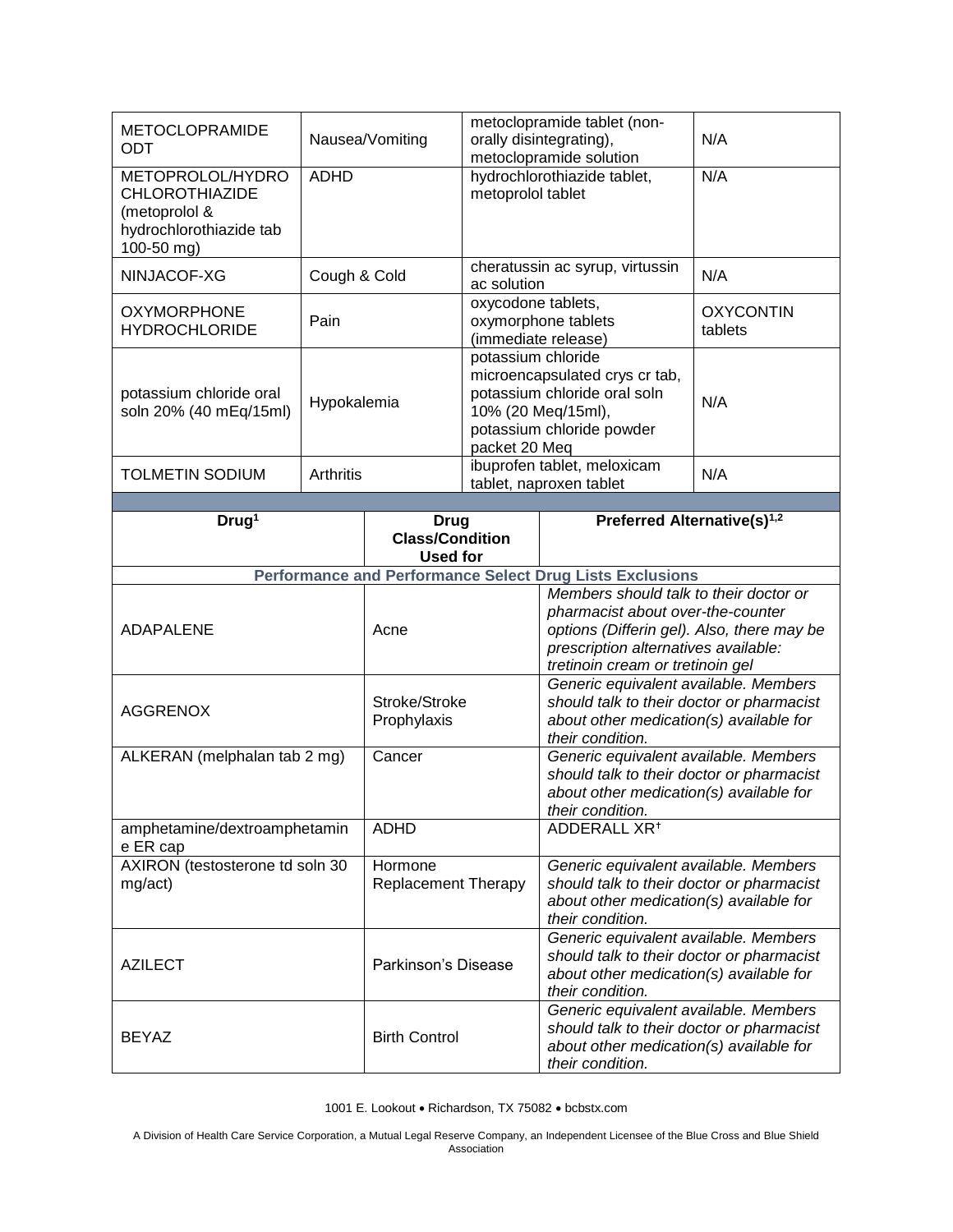| METOCLOPRAMIDE ODT | Nausea/Vomiting | metoclopramide tablet (non-orally disintegrating), metoclopramide solution | N/A |
|---|---|---|---|
| METOPROLOL/HYDROCHLOROTHIAZIDE (metoprolol & hydrochlorothiazide tab 100-50 mg) | ADHD | hydrochlorothiazide tablet, metoprolol tablet | N/A |
| NINJACOF-XG | Cough & Cold | cheratussin ac syrup, virtussin ac solution | N/A |
| OXYMORPHONE HYDROCHLORIDE | Pain | oxycodone tablets, oxymorphone tablets (immediate release) | OXYCONTIN tablets |
| potassium chloride oral soln 20% (40 mEq/15ml) | Hypokalemia | potassium chloride microencapsulated crys cr tab, potassium chloride oral soln 10% (20 Meq/15ml), potassium chloride powder packet 20 Meq | N/A |
| TOLMETIN SODIUM | Arthritis | ibuprofen tablet, meloxicam tablet, naproxen tablet | N/A |

| Drug[1] | Drug Class/Condition Used for | Preferred Alternative(s)[1,2] |
|---|---|---|
| **Performance and Performance Select Drug Lists Exclusions** | | |
| ADAPALENE | Acne | *Members should talk to their doctor or pharmacist about over-the-counter options (Differin gel). Also, there may be prescription alternatives available: tretinoin cream or tretinoin gel* |
| AGGRENOX | Stroke/Stroke Prophylaxis | *Generic equivalent available. Members should talk to their doctor or pharmacist about other medication(s) available for their condition.* |
| ALKERAN (melphalan tab 2 mg) | Cancer | *Generic equivalent available. Members should talk to their doctor or pharmacist about other medication(s) available for their condition.* |
| amphetamine/dextroamphetamine ER cap | ADHD | ADDERALL XR[†] |
| AXIRON (testosterone td soln 30 mg/act) | Hormone Replacement Therapy | *Generic equivalent available. Members should talk to their doctor or pharmacist about other medication(s) available for their condition.* |
| AZILECT | Parkinson's Disease | *Generic equivalent available. Members should talk to their doctor or pharmacist about other medication(s) available for their condition.* |
| BEYAZ | Birth Control | *Generic equivalent available. Members should talk to their doctor or pharmacist about other medication(s) available for their condition.* |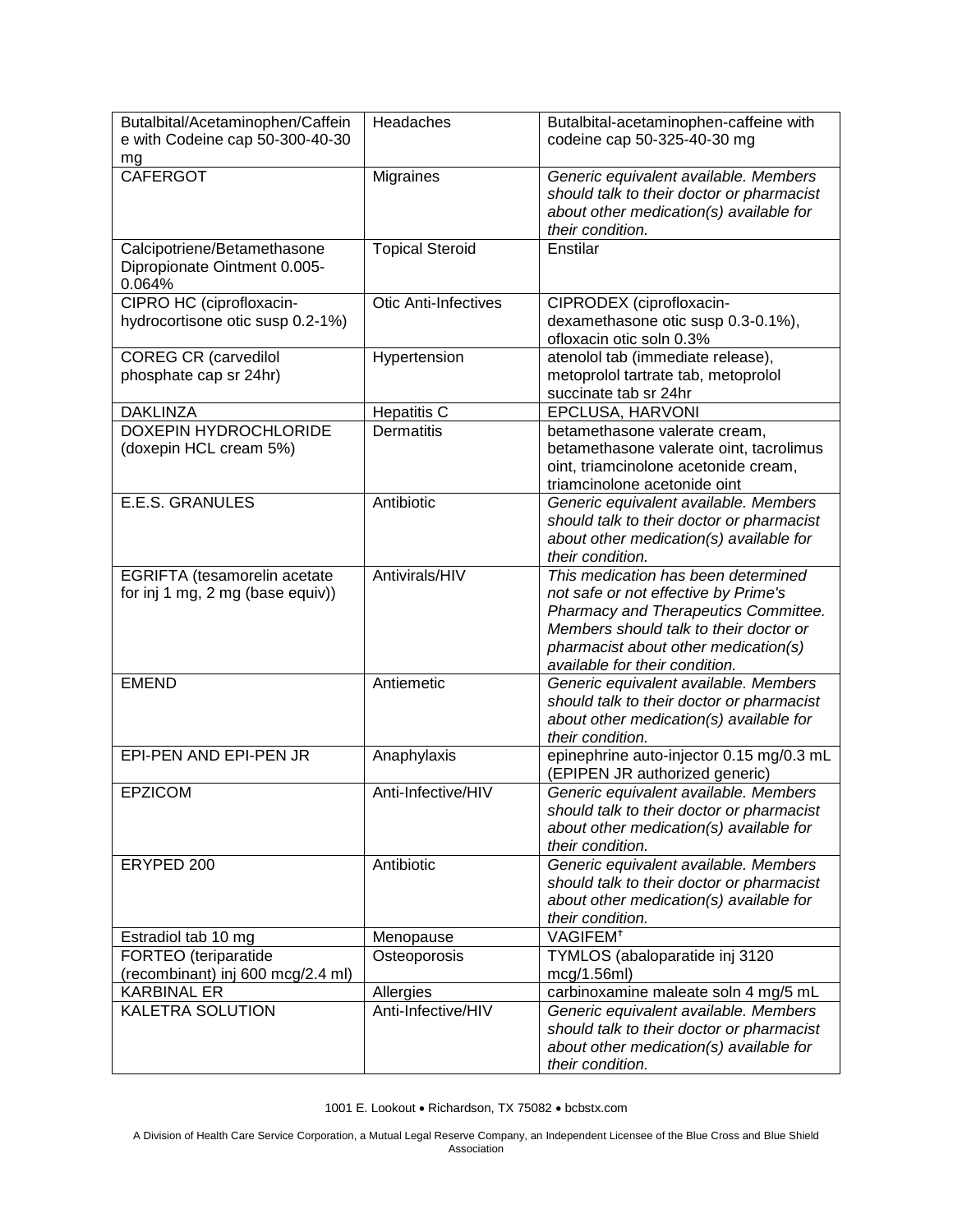| Butalbital/Acetaminophen/Caffeine with Codeine cap 50-300-40-30 mg | Headaches | Butalbital-acetaminophen-caffeine with codeine cap 50-325-40-30 mg |
|---|---|---|
| CAFERGOT | Migraines | *Generic equivalent available. Members should talk to their doctor or pharmacist about other medication(s) available for their condition.* |
| Calcipotriene/Betamethasone Dipropionate Ointment 0.005-0.064% | Topical Steroid | Enstilar |
| CIPRO HC (ciprofloxacin-hydrocortisone otic susp 0.2-1%) | Otic Anti-Infectives | CIPRODEX (ciprofloxacin-dexamethasone otic susp 0.3-0.1%), ofloxacin otic soln 0.3% |
| COREG CR (carvedilol phosphate cap sr 24hr) | Hypertension | atenolol tab (immediate release), metoprolol tartrate tab, metoprolol succinate tab sr 24hr |
| DAKLINZA | Hepatitis C | EPCLUSA, HARVONI |
| DOXEPIN HYDROCHLORIDE (doxepin HCL cream 5%) | Dermatitis | betamethasone valerate cream, betamethasone valerate oint, tacrolimus oint, triamcinolone acetonide cream, triamcinolone acetonide oint |
| E.E.S. GRANULES | Antibiotic | *Generic equivalent available. Members should talk to their doctor or pharmacist about other medication(s) available for their condition.* |
| EGRIFTA (tesamorelin acetate for inj 1 mg, 2 mg (base equiv)) | Antivirals/HIV | *This medication has been determined not safe or not effective by Prime's Pharmacy and Therapeutics Committee. Members should talk to their doctor or pharmacist about other medication(s) available for their condition.* |
| EMEND | Antiemetic | *Generic equivalent available. Members should talk to their doctor or pharmacist about other medication(s) available for their condition.* |
| EPI-PEN AND EPI-PEN JR | Anaphylaxis | epinephrine auto-injector 0.15 mg/0.3 mL (EPIPEN JR authorized generic) |
| EPZICOM | Anti-Infective/HIV | *Generic equivalent available. Members should talk to their doctor or pharmacist about other medication(s) available for their condition.* |
| ERYPED 200 | Antibiotic | *Generic equivalent available. Members should talk to their doctor or pharmacist about other medication(s) available for their condition.* |
| Estradiol tab 10 mg | Menopause | VAGIFEM† |
| FORTEO (teriparatide (recombinant) inj 600 mcg/2.4 ml) | Osteoporosis | TYMLOS (abaloparatide inj 3120 mcg/1.56ml) |
| KARBINAL ER | Allergies | carbinoxamine maleate soln 4 mg/5 mL |
| KALETRA SOLUTION | Anti-Infective/HIV | *Generic equivalent available. Members should talk to their doctor or pharmacist about other medication(s) available for their condition.* |

1001 E. Lookout • Richardson, TX 75082 • bcbstx.com

A Division of Health Care Service Corporation, a Mutual Legal Reserve Company, an Independent Licensee of the Blue Cross and Blue Shield Association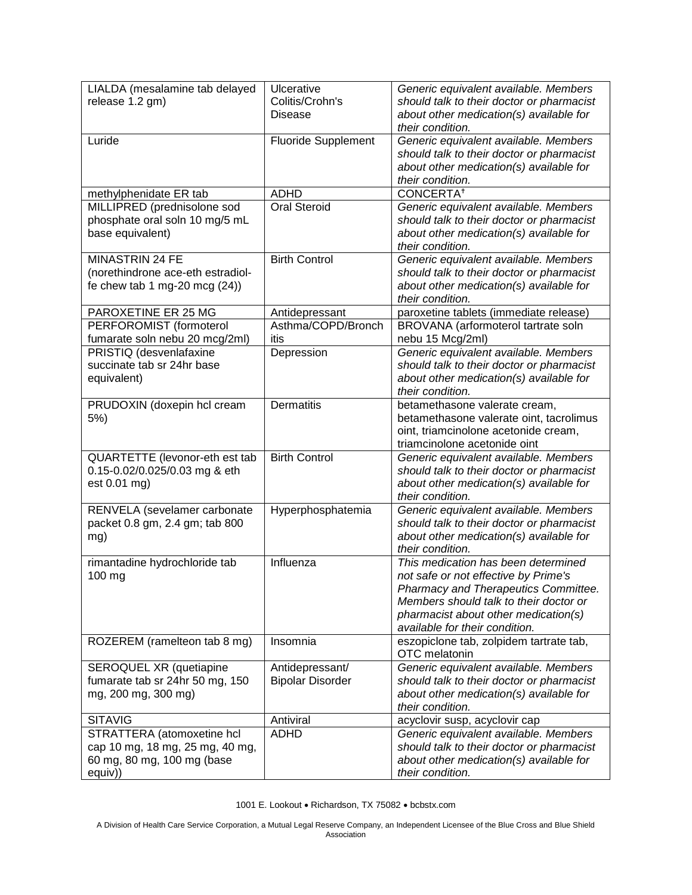| LIALDA (mesalamine tab delayed release 1.2 gm) | Ulcerative Colitis/Crohn's Disease | *Generic equivalent available. Members should talk to their doctor or pharmacist about other medication(s) available for their condition.* |
|---|---|---|
| Luride | Fluoride Supplement | *Generic equivalent available. Members should talk to their doctor or pharmacist about other medication(s) available for their condition.* |
| methylphenidate ER tab | ADHD | CONCERTA[†] |
| MILLIPRED (prednisolone sod phosphate oral soln 10 mg/5 mL base equivalent) | Oral Steroid | *Generic equivalent available. Members should talk to their doctor or pharmacist about other medication(s) available for their condition.* |
| MINASTRIN 24 FE (norethindrone ace-eth estradiol-fe chew tab 1 mg-20 mcg (24)) | Birth Control | *Generic equivalent available. Members should talk to their doctor or pharmacist about other medication(s) available for their condition.* |
| PAROXETINE ER 25 MG | Antidepressant | paroxetine tablets (immediate release) |
| PERFOROMIST (formoterol fumarate soln nebu 20 mcg/2ml) | Asthma/COPD/Bronchitis | BROVANA (arformoterol tartrate soln nebu 15 Mcg/2ml) |
| PRISTIQ (desvenlafaxine succinate tab sr 24hr base equivalent) | Depression | *Generic equivalent available. Members should talk to their doctor or pharmacist about other medication(s) available for their condition.* |
| PRUDOXIN (doxepin hcl cream 5%) | Dermatitis | betamethasone valerate cream, betamethasone valerate oint, tacrolimus oint, triamcinolone acetonide cream, triamcinolone acetonide oint |
| QUARTETTE (levonor-eth est tab 0.15-0.02/0.025/0.03 mg & eth est 0.01 mg) | Birth Control | *Generic equivalent available. Members should talk to their doctor or pharmacist about other medication(s) available for their condition.* |
| RENVELA (sevelamer carbonate packet 0.8 gm, 2.4 gm; tab 800 mg) | Hyperphosphatemia | *Generic equivalent available. Members should talk to their doctor or pharmacist about other medication(s) available for their condition.* |
| rimantadine hydrochloride tab 100 mg | Influenza | *This medication has been determined not safe or not effective by Prime's Pharmacy and Therapeutics Committee. Members should talk to their doctor or pharmacist about other medication(s) available for their condition.* |
| ROZEREM (ramelteon tab 8 mg) | Insomnia | eszopiclone tab, zolpidem tartrate tab, OTC melatonin |
| SEROQUEL XR (quetiapine fumarate tab sr 24hr 50 mg, 150 mg, 200 mg, 300 mg) | Antidepressant/ Bipolar Disorder | *Generic equivalent available. Members should talk to their doctor or pharmacist about other medication(s) available for their condition.* |
| SITAVIG | Antiviral | acyclovir susp, acyclovir cap |
| STRATTERA (atomoxetine hcl cap 10 mg, 18 mg, 25 mg, 40 mg, 60 mg, 80 mg, 100 mg (base equiv)) | ADHD | *Generic equivalent available. Members should talk to their doctor or pharmacist about other medication(s) available for their condition.* |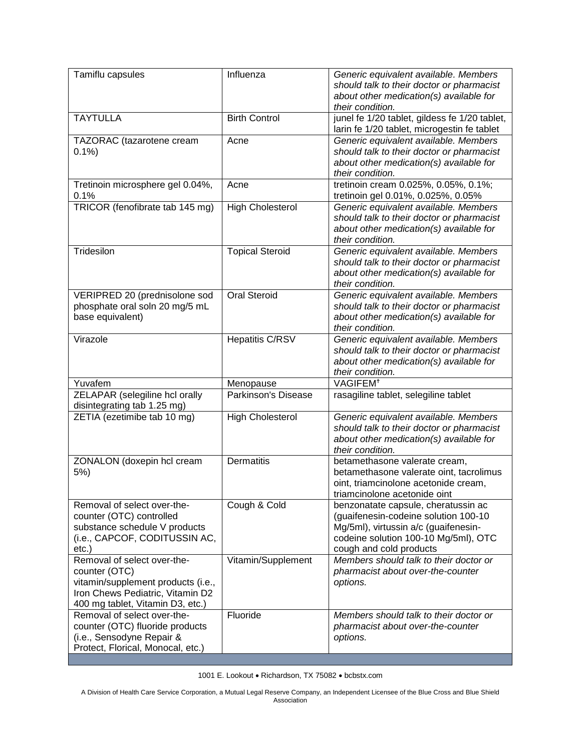| | | |
|---|---|---|
| Tamiflu capsules | Influenza | *Generic equivalent available. Members should talk to their doctor or pharmacist about other medication(s) available for their condition.* |
| TAYTULLA | Birth Control | junel fe 1/20 tablet, gildess fe 1/20 tablet, larin fe 1/20 tablet, microgestin fe tablet |
| TAZORAC (tazarotene cream 0.1%) | Acne | *Generic equivalent available. Members should talk to their doctor or pharmacist about other medication(s) available for their condition.* |
| Tretinoin microsphere gel 0.04%, 0.1% | Acne | tretinoin cream 0.025%, 0.05%, 0.1%; tretinoin gel 0.01%, 0.025%, 0.05% |
| TRICOR (fenofibrate tab 145 mg) | High Cholesterol | *Generic equivalent available. Members should talk to their doctor or pharmacist about other medication(s) available for their condition.* |
| Tridesilon | Topical Steroid | *Generic equivalent available. Members should talk to their doctor or pharmacist about other medication(s) available for their condition.* |
| VERIPRED 20 (prednisolone sod phosphate oral soln 20 mg/5 mL base equivalent) | Oral Steroid | *Generic equivalent available. Members should talk to their doctor or pharmacist about other medication(s) available for their condition.* |
| Virazole | Hepatitis C/RSV | *Generic equivalent available. Members should talk to their doctor or pharmacist about other medication(s) available for their condition.* |
| Yuvafem | Menopause | VAGIFEM† |
| ZELAPAR (selegiline hcl orally disintegrating tab 1.25 mg) | Parkinson's Disease | rasagiline tablet, selegiline tablet |
| ZETIA (ezetimibe tab 10 mg) | High Cholesterol | *Generic equivalent available. Members should talk to their doctor or pharmacist about other medication(s) available for their condition.* |
| ZONALON (doxepin hcl cream 5%) | Dermatitis | betamethasone valerate cream, betamethasone valerate oint, tacrolimus oint, triamcinolone acetonide cream, triamcinolone acetonide oint |
| Removal of select over-the-counter (OTC) controlled substance schedule V products (i.e., CAPCOF, CODITUSSIN AC, etc.) | Cough & Cold | benzonatate capsule, cheratussin ac (guaifenesin-codeine solution 100-10 Mg/5ml), virtussin a/c (guaifenesin-codeine solution 100-10 Mg/5ml), OTC cough and cold products |
| Removal of select over-the-counter (OTC) vitamin/supplement products (i.e., Iron Chews Pediatric, Vitamin D2 400 mg tablet, Vitamin D3, etc.) | Vitamin/Supplement | *Members should talk to their doctor or pharmacist about over-the-counter options.* |
| Removal of select over-the-counter (OTC) fluoride products (i.e., Sensodyne Repair & Protect, Florical, Monocal, etc.) | Fluoride | *Members should talk to their doctor or pharmacist about over-the-counter options.* |

1001 E. Lookout • Richardson, TX 75082 • bcbstx.com

A Division of Health Care Service Corporation, a Mutual Legal Reserve Company, an Independent Licensee of the Blue Cross and Blue Shield Association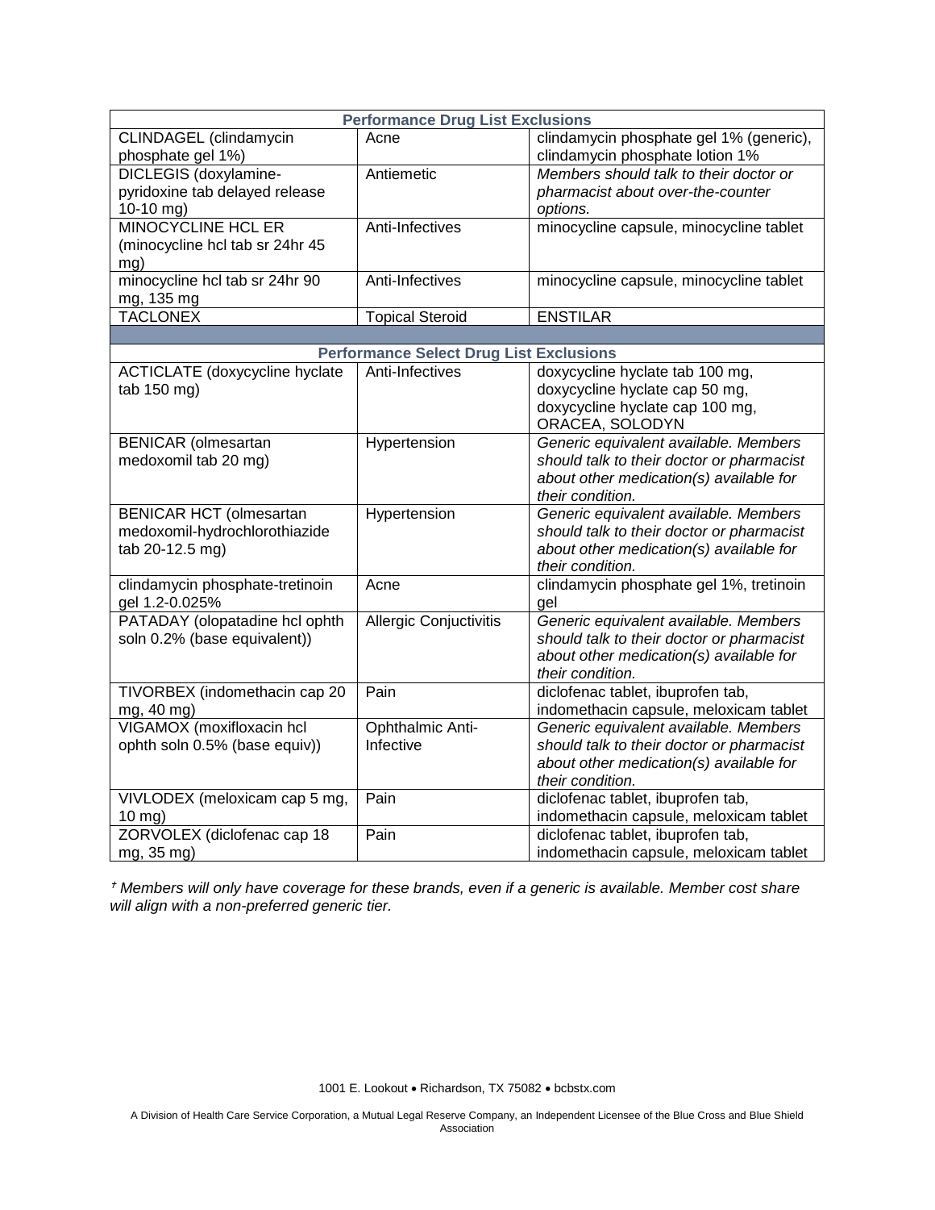| Performance Drug List Exclusions | | |
|---|---|---|
| CLINDAGEL (clindamycin phosphate gel 1%) | Acne | clindamycin phosphate gel 1% (generic), clindamycin phosphate lotion 1% |
| DICLEGIS (doxylamine-pyridoxine tab delayed release 10-10 mg) | Antiemetic | *Members should talk to their doctor or pharmacist about over-the-counter options.* |
| MINOCYCLINE HCL ER (minocycline hcl tab sr 24hr 45 mg) | Anti-Infectives | minocycline capsule, minocycline tablet |
| minocycline hcl tab sr 24hr 90 mg, 135 mg | Anti-Infectives | minocycline capsule, minocycline tablet |
| TACLONEX | Topical Steroid | ENSTILAR |

| Performance Select Drug List Exclusions | | |
|---|---|---|
| ACTICLATE (doxycycline hyclate tab 150 mg) | Anti-Infectives | doxycycline hyclate tab 100 mg, doxycycline hyclate cap 50 mg, doxycycline hyclate cap 100 mg, ORACEA, SOLODYN |
| BENICAR (olmesartan medoxomil tab 20 mg) | Hypertension | *Generic equivalent available. Members should talk to their doctor or pharmacist about other medication(s) available for their condition.* |
| BENICAR HCT (olmesartan medoxomil-hydrochlorothiazide tab 20-12.5 mg) | Hypertension | *Generic equivalent available. Members should talk to their doctor or pharmacist about other medication(s) available for their condition.* |
| clindamycin phosphate-tretinoin gel 1.2-0.025% | Acne | clindamycin phosphate gel 1%, tretinoin gel |
| PATADAY (olopatadine hcl ophth soln 0.2% (base equivalent)) | Allergic Conjuctivitis | *Generic equivalent available. Members should talk to their doctor or pharmacist about other medication(s) available for their condition.* |
| TIVORBEX (indomethacin cap 20 mg, 40 mg) | Pain | diclofenac tablet, ibuprofen tab, indomethacin capsule, meloxicam tablet |
| VIGAMOX (moxifloxacin hcl ophth soln 0.5% (base equiv)) | Ophthalmic Anti-Infective | *Generic equivalent available. Members should talk to their doctor or pharmacist about other medication(s) available for their condition.* |
| VIVLODEX (meloxicam cap 5 mg, 10 mg) | Pain | diclofenac tablet, ibuprofen tab, indomethacin capsule, meloxicam tablet |
| ZORVOLEX (diclofenac cap 18 mg, 35 mg) | Pain | diclofenac tablet, ibuprofen tab, indomethacin capsule, meloxicam tablet |

*† Members will only have coverage for these brands, even if a generic is available. Member cost share will align with a non-preferred generic tier.*

1001 E. Lookout • Richardson, TX 75082 • bcbstx.com

A Division of Health Care Service Corporation, a Mutual Legal Reserve Company, an Independent Licensee of the Blue Cross and Blue Shield Association